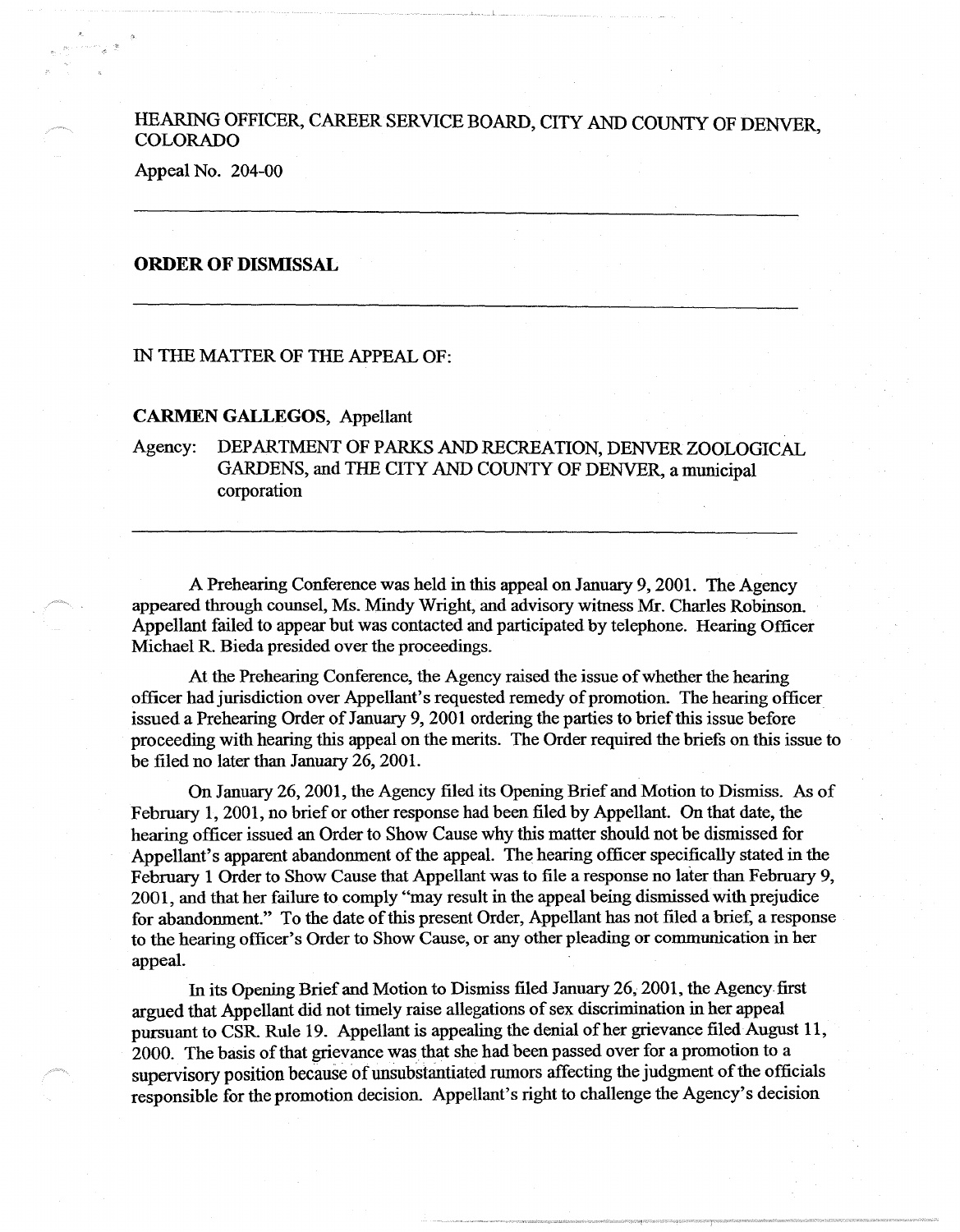HEARING OFFICER, CAREER SERVICE BOARD, CITY AND COUNTY OF DENVER, COLORADO

Appeal No. 204-00

---

## ORDER OF DISMISSAL

---

IN THE MATTER OF THE APPEAL OF:

**CARMEN GALLEGOS**, Appellant

Agency: DEPARTMENT OF PARKS AND RECREATION, DENVER ZOOLOGICAL GARDENS, and THE CITY AND COUNTY OF DENVER, a municipal corporation

---

A Prehearing Conference was held in this appeal on January 9, 2001. The Agency appeared through counsel, Ms. Mindy Wright, and advisory witness Mr. Charles Robinson. Appellant failed to appear but was contacted and participated by telephone. Hearing Officer Michael R. Bieda presided over the proceedings.

At the Prehearing Conference, the Agency raised the issue of whether the hearing officer had jurisdiction over Appellant's requested remedy of promotion. The hearing officer issued a Prehearing Order of January 9, 2001 ordering the parties to brief this issue before proceeding with hearing this appeal on the merits. The Order required the briefs on this issue to be filed no later than January 26, 2001.

On January 26, 2001, the Agency filed its Opening Brief and Motion to Dismiss. As of February 1, 2001, no brief or other response had been filed by Appellant. On that date, the hearing officer issued an Order to Show Cause why this matter should not be dismissed for Appellant's apparent abandonment of the appeal. The hearing officer specifically stated in the February 1 Order to Show Cause that Appellant was to file a response no later than February 9, 2001, and that her failure to comply "may result in the appeal being dismissed with prejudice for abandonment." To the date of this present Order, Appellant has not filed a brief, a response to the hearing officer's Order to Show Cause, or any other pleading or communication in her appeal.

In its Opening Brief and Motion to Dismiss filed January 26, 2001, the Agency first argued that Appellant did not timely raise allegations of sex discrimination in her appeal pursuant to CSR. Rule 19. Appellant is appealing the denial of her grievance filed August 11, 2000. The basis of that grievance was that she had been passed over for a promotion to a supervisory position because of unsubstantiated rumors affecting the judgment of the officials responsible for the promotion decision. Appellant's right to challenge the Agency's decision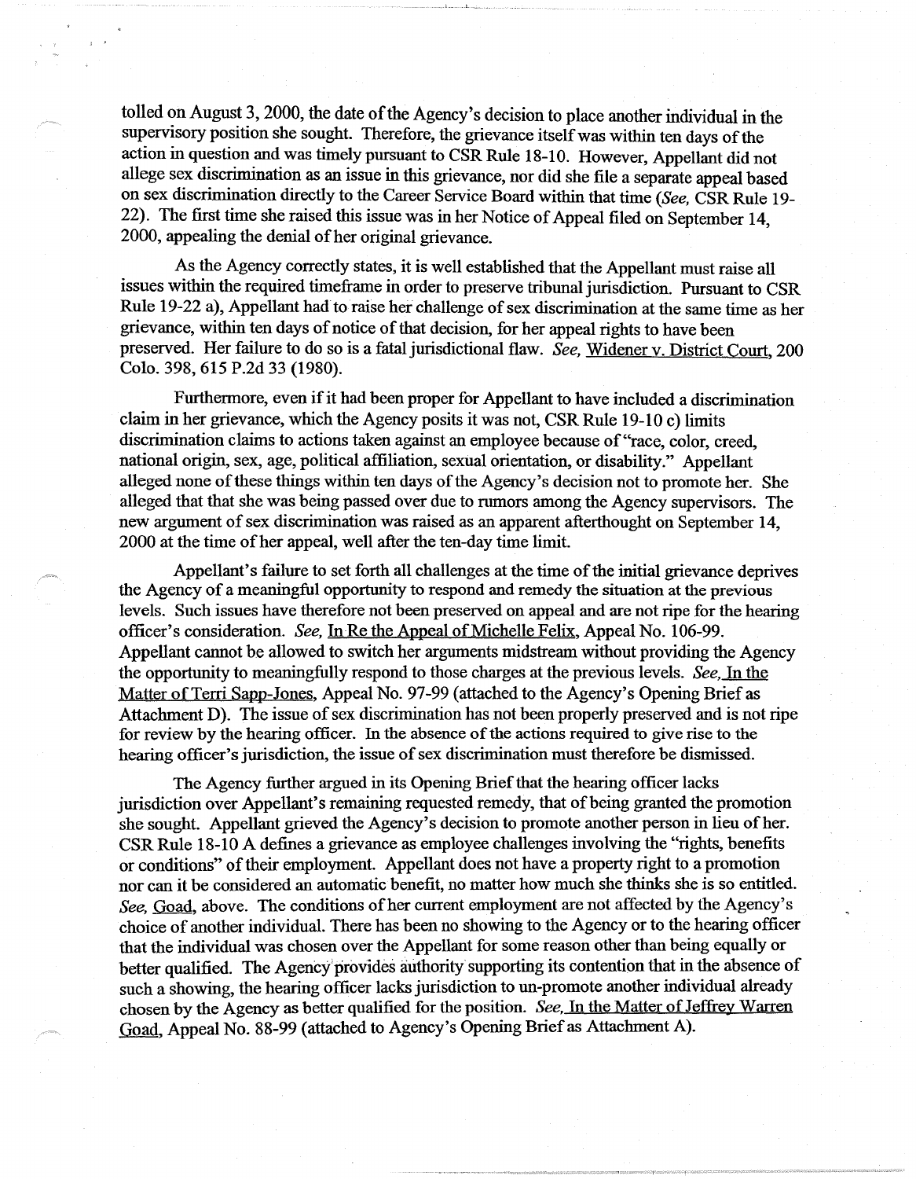tolled on August 3, 2000, the date of the Agency's decision to place another individual in the supervisory position she sought. Therefore, the grievance itself was within ten days of the action in question and was timely pursuant to CSR Rule 18-10. However, Appellant did not allege sex discrimination as an issue in this grievance, nor did she file a separate appeal based on sex discrimination directly to the Career Service Board within that time (*See*, CSR Rule 19-22). The first time she raised this issue was in her Notice of Appeal filed on September 14, 2000, appealing the denial of her original grievance.

As the Agency correctly states, it is well established that the Appellant must raise all issues within the required timeframe in order to preserve tribunal jurisdiction. Pursuant to CSR Rule 19-22 a), Appellant had to raise her challenge of sex discrimination at the same time as her grievance, within ten days of notice of that decision, for her appeal rights to have been preserved. Her failure to do so is a fatal jurisdictional flaw. *See*, Widener v. District Court, 200 Colo. 398, 615 P.2d 33 (1980).

Furthermore, even if it had been proper for Appellant to have included a discrimination claim in her grievance, which the Agency posits it was not, CSR Rule 19-10 c) limits discrimination claims to actions taken against an employee because of "race, color, creed, national origin, sex, age, political affiliation, sexual orientation, or disability." Appellant alleged none of these things within ten days of the Agency's decision not to promote her. She alleged that that she was being passed over due to rumors among the Agency supervisors. The new argument of sex discrimination was raised as an apparent afterthought on September 14, 2000 at the time of her appeal, well after the ten-day time limit.

Appellant's failure to set forth all challenges at the time of the initial grievance deprives the Agency of a meaningful opportunity to respond and remedy the situation at the previous levels. Such issues have therefore not been preserved on appeal and are not ripe for the hearing officer's consideration. *See*, In Re the Appeal of Michelle Felix, Appeal No. 106-99. Appellant cannot be allowed to switch her arguments midstream without providing the Agency the opportunity to meaningfully respond to those charges at the previous levels. *See*, In the Matter of Terri Sapp-Jones, Appeal No. 97-99 (attached to the Agency's Opening Brief as Attachment D). The issue of sex discrimination has not been properly preserved and is not ripe for review by the hearing officer. In the absence of the actions required to give rise to the hearing officer's jurisdiction, the issue of sex discrimination must therefore be dismissed.

The Agency further argued in its Opening Brief that the hearing officer lacks jurisdiction over Appellant's remaining requested remedy, that of being granted the promotion she sought. Appellant grieved the Agency's decision to promote another person in lieu of her. CSR Rule 18-10 A defines a grievance as employee challenges involving the "rights, benefits or conditions" of their employment. Appellant does not have a property right to a promotion nor can it be considered an automatic benefit, no matter how much she thinks she is so entitled. *See*, Goad, above. The conditions of her current employment are not affected by the Agency's choice of another individual. There has been no showing to the Agency or to the hearing officer that the individual was chosen over the Appellant for some reason other than being equally or better qualified. The Agency provides authority supporting its contention that in the absence of such a showing, the hearing officer lacks jurisdiction to un-promote another individual already chosen by the Agency as better qualified for the position. *See*, In the Matter of Jeffrey Warren Goad, Appeal No. 88-99 (attached to Agency's Opening Brief as Attachment A).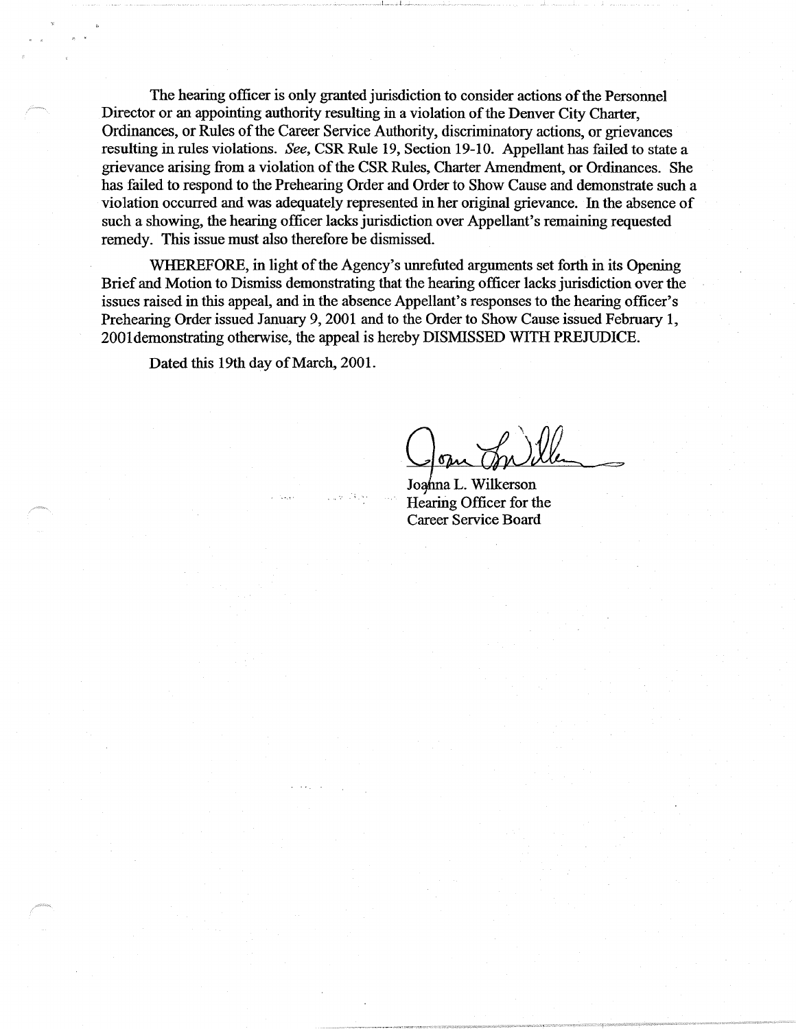The hearing officer is only granted jurisdiction to consider actions of the Personnel Director or an appointing authority resulting in a violation of the Denver City Charter, Ordinances, or Rules of the Career Service Authority, discriminatory actions, or grievances resulting in rules violations. *See*, CSR Rule 19, Section 19-10. Appellant has failed to state a grievance arising from a violation of the CSR Rules, Charter Amendment, or Ordinances. She has failed to respond to the Prehearing Order and Order to Show Cause and demonstrate such a violation occurred and was adequately represented in her original grievance. In the absence of such a showing, the hearing officer lacks jurisdiction over Appellant's remaining requested remedy. This issue must also therefore be dismissed.

WHEREFORE, in light of the Agency's unrefuted arguments set forth in its Opening Brief and Motion to Dismiss demonstrating that the hearing officer lacks jurisdiction over the issues raised in this appeal, and in the absence Appellant's responses to the hearing officer's Prehearing Order issued January 9, 2001 and to the Order to Show Cause issued February 1, 2001demonstrating otherwise, the appeal is hereby DISMISSED WITH PREJUDICE.

Dated this 19th day of March, 2001.

Joanna L. Wilkerson
Hearing Officer for the
Career Service Board